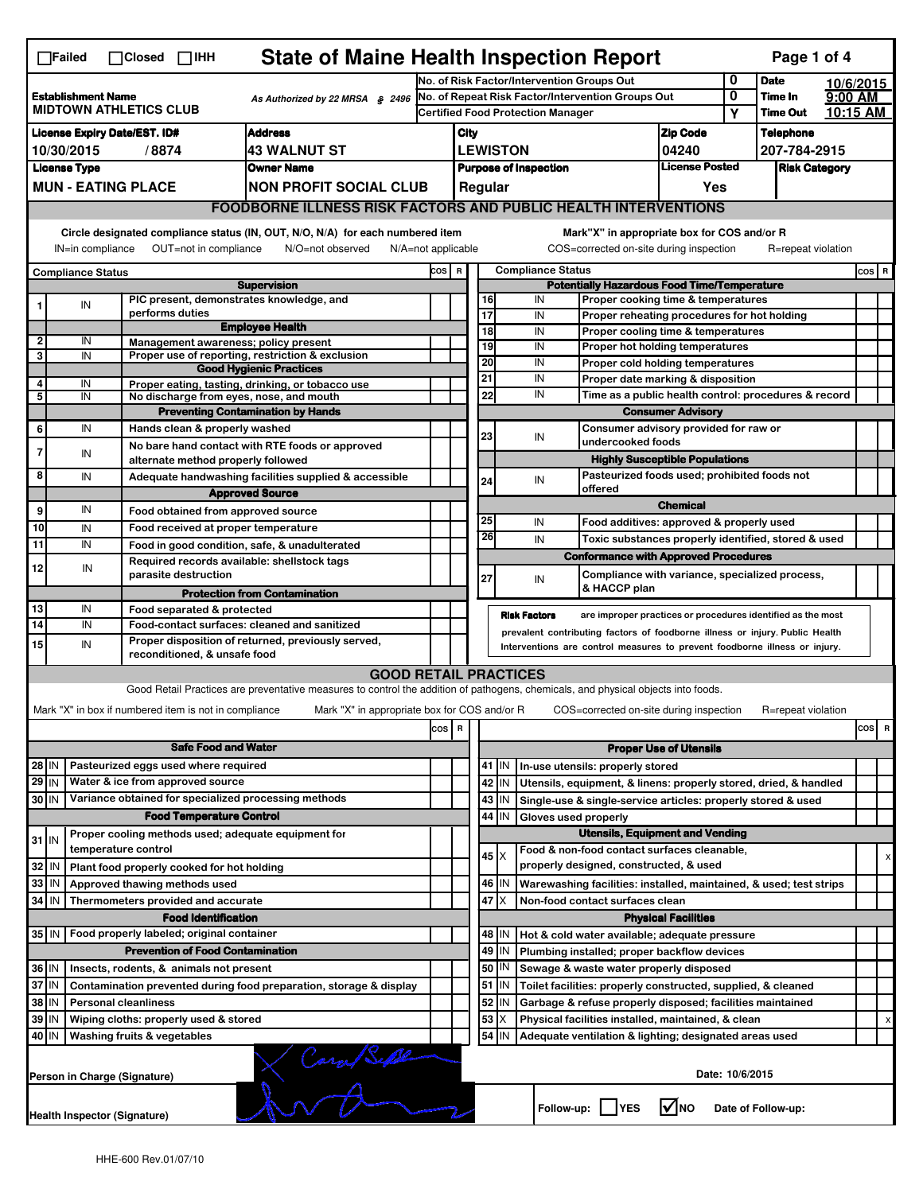☐Failed ☐Closed ☐IHH

# State of Maine Health Inspection Report

| | | | |
|---|---|---|---|
| **Establishment Name** MIDTOWN ATHLETICS CLUB | As Authorized by 22 MRSA § 2496 | No. of Risk Factor/Intervention Groups Out: 0 | **Date** 10/6/2015 |
| | | No. of Repeat Risk Factor/Intervention Groups Out: 0 | **Time In** 9:00 AM |
| | | Certified Food Protection Manager: Y | **Time Out** 10:15 AM |

| License Expiry Date/EST. ID# | Address | City | Zip Code | Telephone |
|---|---|---|---|---|
| 10/30/2015 / 8874 | 43 WALNUT ST | LEWISTON | 04240 | 207-784-2915 |

| License Type | Owner Name | Purpose of Inspection | License Posted | Risk Category |
|---|---|---|---|---|
| MUN - EATING PLACE | NON PROFIT SOCIAL CLUB | Regular | Yes | |

## FOODBORNE ILLNESS RISK FACTORS AND PUBLIC HEALTH INTERVENTIONS

Circle designated compliance status (IN, OUT, N/O, N/A) for each numbered item — IN=in compliance OUT=not in compliance N/O=not observed N/A=not applicable

Mark "X" in appropriate box for COS and/or R — COS=corrected on-site during inspection R=repeat violation

| # | Compliance Status | Item | COS | R |
|---|---|---|---|---|
| | | **Supervision** | | |
| 1 | IN | PIC present, demonstrates knowledge, and performs duties | | |
| | | **Employee Health** | | |
| 2 | IN | Management awareness; policy present | | |
| 3 | IN | Proper use of reporting, restriction & exclusion | | |
| | | **Good Hygienic Practices** | | |
| 4 | IN | Proper eating, tasting, drinking, or tobacco use | | |
| 5 | IN | No discharge from eyes, nose, and mouth | | |
| | | **Preventing Contamination by Hands** | | |
| 6 | IN | Hands clean & properly washed | | |
| 7 | IN | No bare hand contact with RTE foods or approved alternate method properly followed | | |
| 8 | IN | Adequate handwashing facilities supplied & accessible | | |
| | | **Approved Source** | | |
| 9 | IN | Food obtained from approved source | | |
| 10 | IN | Food received at proper temperature | | |
| 11 | IN | Food in good condition, safe, & unadulterated | | |
| 12 | IN | Required records available: shellstock tags parasite destruction | | |
| | | **Protection from Contamination** | | |
| 13 | IN | Food separated & protected | | |
| 14 | IN | Food-contact surfaces: cleaned and sanitized | | |
| 15 | IN | Proper disposition of returned, previously served, reconditioned, & unsafe food | | |
| | | **Potentially Hazardous Food Time/Temperature** | | |
| 16 | IN | Proper cooking time & temperatures | | |
| 17 | IN | Proper reheating procedures for hot holding | | |
| 18 | IN | Proper cooling time & temperatures | | |
| 19 | IN | Proper hot holding temperatures | | |
| 20 | IN | Proper cold holding temperatures | | |
| 21 | IN | Proper date marking & disposition | | |
| 22 | IN | Time as a public health control: procedures & record | | |
| | | **Consumer Advisory** | | |
| 23 | IN | Consumer advisory provided for raw or undercooked foods | | |
| | | **Highly Susceptible Populations** | | |
| 24 | IN | Pasteurized foods used; prohibited foods not offered | | |
| | | **Chemical** | | |
| 25 | IN | Food additives: approved & properly used | | |
| 26 | IN | Toxic substances properly identified, stored & used | | |
| | | **Conformance with Approved Procedures** | | |
| 27 | IN | Compliance with variance, specialized process, & HACCP plan | | |

**Risk Factors** are improper practices or procedures identified as the most prevalent contributing factors of foodborne illness or injury. Public Health Interventions are control measures to prevent foodborne illness or injury.

## GOOD RETAIL PRACTICES

Good Retail Practices are preventative measures to control the addition of pathogens, chemicals, and physical objects into foods.

Mark "X" in box if numbered item is not in compliance — Mark "X" in appropriate box for COS and/or R — COS=corrected on-site during inspection R=repeat violation

| # | Status | Item | COS | R |
|---|---|---|---|---|
| | | **Safe Food and Water** | | |
| 28 | IN | Pasteurized eggs used where required | | |
| 29 | IN | Water & ice from approved source | | |
| 30 | IN | Variance obtained for specialized processing methods | | |
| | | **Food Temperature Control** | | |
| 31 | IN | Proper cooling methods used; adequate equipment for temperature control | | |
| 32 | IN | Plant food properly cooked for hot holding | | |
| 33 | IN | Approved thawing methods used | | |
| 34 | IN | Thermometers provided and accurate | | |
| | | **Food Identification** | | |
| 35 | IN | Food properly labeled; original container | | |
| | | **Prevention of Food Contamination** | | |
| 36 | IN | Insects, rodents, & animals not present | | |
| 37 | IN | Contamination prevented during food preparation, storage & display | | |
| 38 | IN | Personal cleanliness | | |
| 39 | IN | Wiping cloths: properly used & stored | | |
| 40 | IN | Washing fruits & vegetables | | |
| | | **Proper Use of Utensils** | | |
| 41 | IN | In-use utensils: properly stored | | |
| 42 | IN | Utensils, equipment, & linens: properly stored, dried, & handled | | |
| 43 | IN | Single-use & single-service articles: properly stored & used | | |
| 44 | IN | Gloves used properly | | |
| | | **Utensils, Equipment and Vending** | | |
| 45 | X | Food & non-food contact surfaces cleanable, properly designed, constructed, & used | | X |
| 46 | IN | Warewashing facilities: installed, maintained, & used; test strips | | |
| 47 | X | Non-food contact surfaces clean | | |
| | | **Physical Facilities** | | |
| 48 | IN | Hot & cold water available; adequate pressure | | |
| 49 | IN | Plumbing installed; proper backflow devices | | |
| 50 | IN | Sewage & waste water properly disposed | | |
| 51 | IN | Toilet facilities: properly constructed, supplied, & cleaned | | |
| 52 | IN | Garbage & refuse properly disposed; facilities maintained | | |
| 53 | X | Physical facilities installed, maintained, & clean | | X |
| 54 | IN | Adequate ventilation & lighting; designated areas used | | |

Person in Charge (Signature): [signature]

Date: 10/6/2015

Health Inspector (Signature): [signature]

Follow-up: ☐ YES ☑ NO Date of Follow-up:

HHE-600 Rev.01/07/10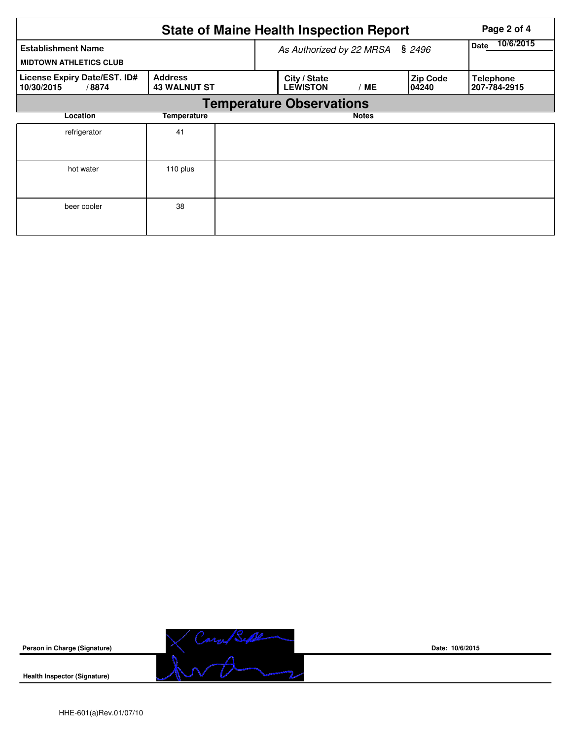# State of Maine Health Inspection Report

| Establishment Name | | As Authorized by 22 MRSA § 2496 | | | Date 10/6/2015 |
|---|---|---|---|---|---|
| MIDTOWN ATHLETICS CLUB | | | | | |
| License Expiry Date/EST. ID# | Address | City / State | | Zip Code | Telephone |
| 10/30/2015 / 8874 | 43 WALNUT ST | LEWISTON | / ME | 04240 | 207-784-2915 |

## Temperature Observations

| Location | Temperature | Notes |
|---|---|---|
| refrigerator | 41 | |
| hot water | 110 plus | |
| beer cooler | 38 | |

**Person in Charge (Signature)**

**Date:** 10/6/2015

**Health Inspector (Signature)**

HHE-601(a)Rev.01/07/10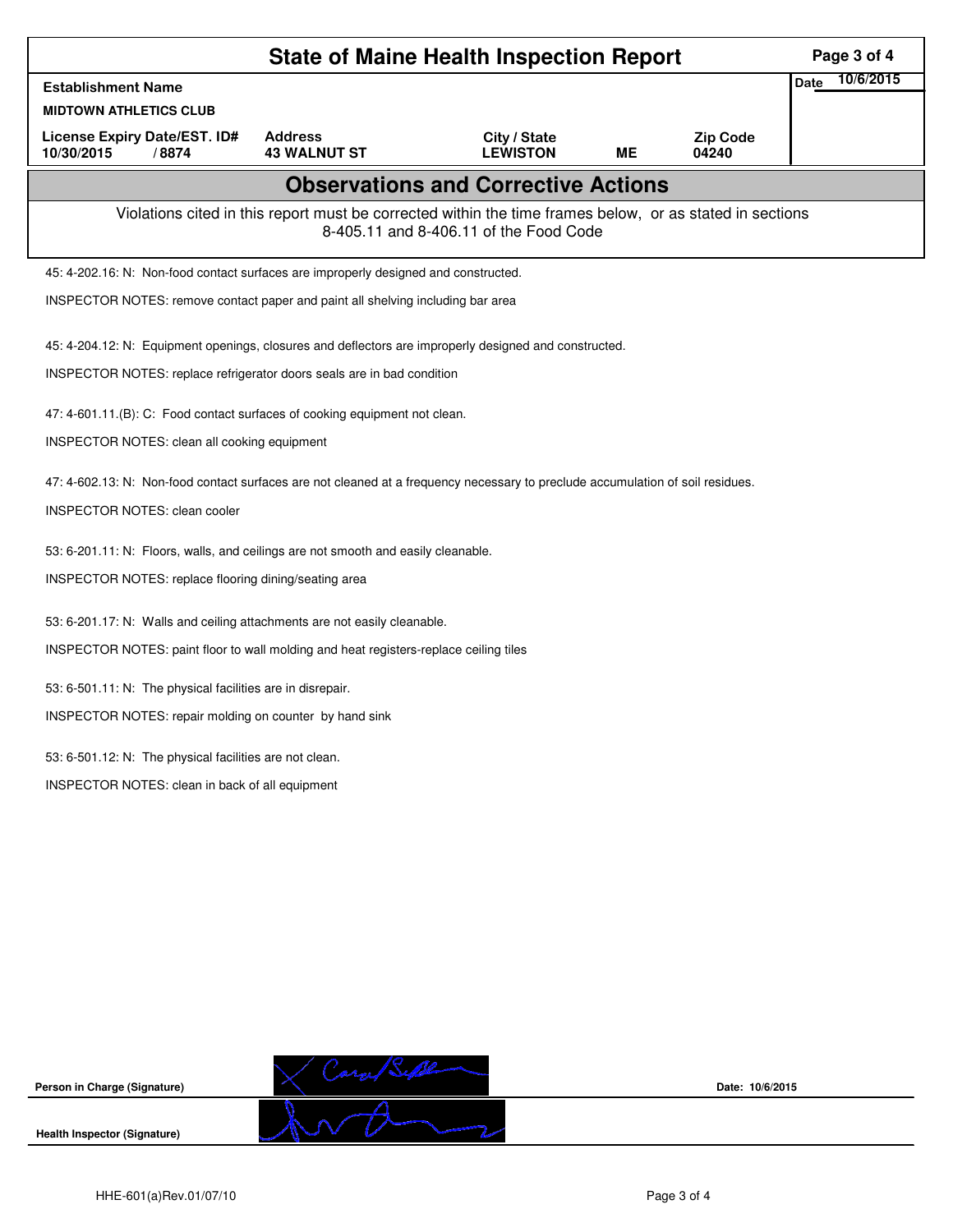# State of Maine Health Inspection Report

| Establishment Name | | | | | Date 10/6/2015 |
|---|---|---|---|---|---|
| MIDTOWN ATHLETICS CLUB | | | | | |
| License Expiry Date/EST. ID# | Address | City / State | | Zip Code | |
| 10/30/2015 / 8874 | 43 WALNUT ST | LEWISTON | ME | 04240 | |

## Observations and Corrective Actions

Violations cited in this report must be corrected within the time frames below, or as stated in sections 8-405.11 and 8-406.11 of the Food Code

45: 4-202.16: N: Non-food contact surfaces are improperly designed and constructed.

INSPECTOR NOTES: remove contact paper and paint all shelving including bar area

45: 4-204.12: N: Equipment openings, closures and deflectors are improperly designed and constructed.

INSPECTOR NOTES: replace refrigerator doors seals are in bad condition

47: 4-601.11.(B): C: Food contact surfaces of cooking equipment not clean.

INSPECTOR NOTES: clean all cooking equipment

47: 4-602.13: N: Non-food contact surfaces are not cleaned at a frequency necessary to preclude accumulation of soil residues.

INSPECTOR NOTES: clean cooler

53: 6-201.11: N: Floors, walls, and ceilings are not smooth and easily cleanable.

INSPECTOR NOTES: replace flooring dining/seating area

53: 6-201.17: N: Walls and ceiling attachments are not easily cleanable.

INSPECTOR NOTES: paint floor to wall molding and heat registers-replace ceiling tiles

53: 6-501.11: N: The physical facilities are in disrepair.

INSPECTOR NOTES: repair molding on counter by hand sink

53: 6-501.12: N: The physical facilities are not clean.

INSPECTOR NOTES: clean in back of all equipment

**Person in Charge (Signature)** Date: 10/6/2015

**Health Inspector (Signature)**

HHE-601(a)Rev.01/07/10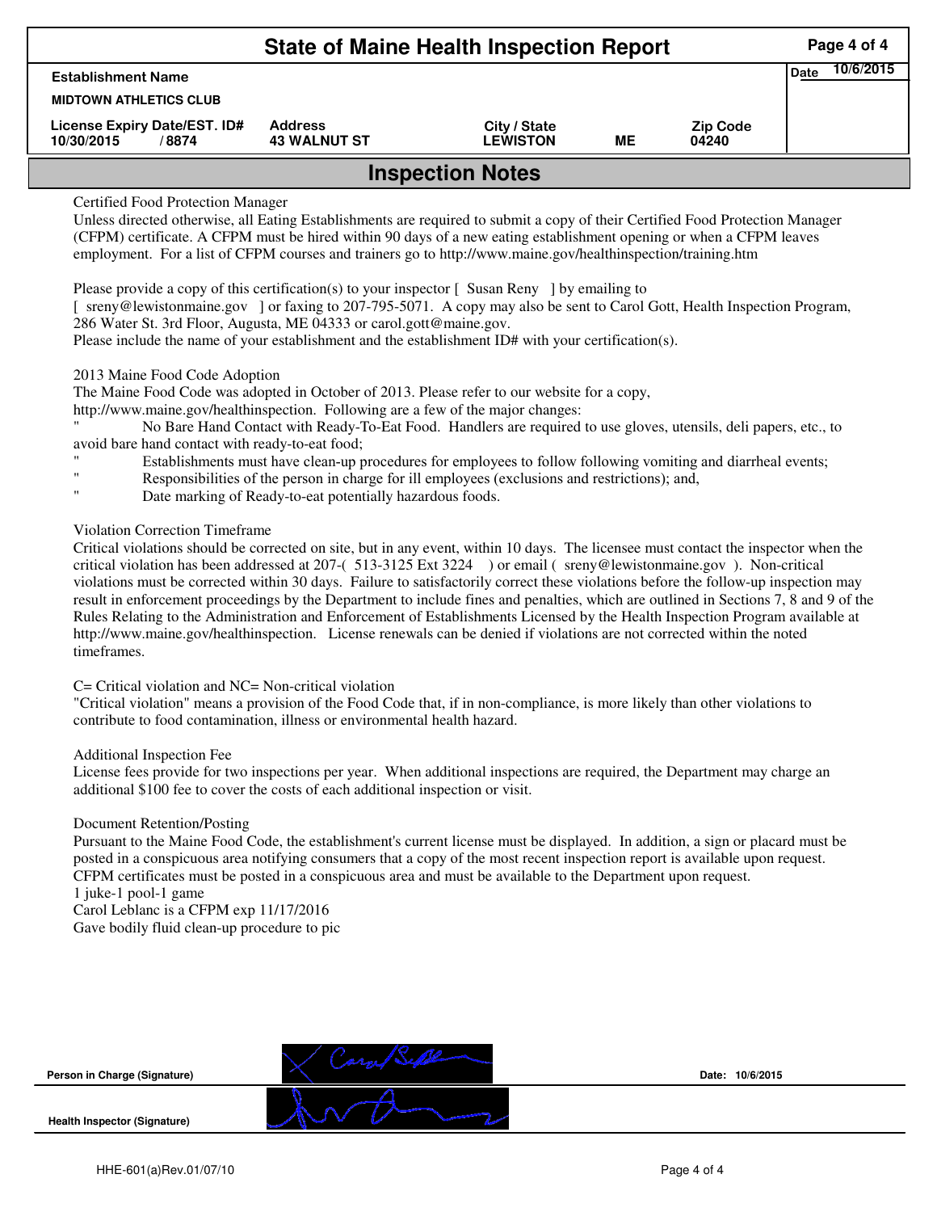# State of Maine Health Inspection Report

| Establishment Name | | | | | Date 10/6/2015 |
|---|---|---|---|---|---|
| MIDTOWN ATHLETICS CLUB | | | | | |
| License Expiry Date/EST. ID# | Address | City / State | | Zip Code | |
| 10/30/2015 / 8874 | 43 WALNUT ST | LEWISTON | ME | 04240 | |

## Inspection Notes

Certified Food Protection Manager

Unless directed otherwise, all Eating Establishments are required to submit a copy of their Certified Food Protection Manager (CFPM) certificate. A CFPM must be hired within 90 days of a new eating establishment opening or when a CFPM leaves employment. For a list of CFPM courses and trainers go to http://www.maine.gov/healthinspection/training.htm

Please provide a copy of this certification(s) to your inspector [ Susan Reny ] by emailing to [ sreny@lewistonmaine.gov ] or faxing to 207-795-5071. A copy may also be sent to Carol Gott, Health Inspection Program, 286 Water St. 3rd Floor, Augusta, ME 04333 or carol.gott@maine.gov.

Please include the name of your establishment and the establishment ID# with your certification(s).

2013 Maine Food Code Adoption

The Maine Food Code was adopted in October of 2013. Please refer to our website for a copy, http://www.maine.gov/healthinspection. Following are a few of the major changes:

" No Bare Hand Contact with Ready-To-Eat Food. Handlers are required to use gloves, utensils, deli papers, etc., to avoid bare hand contact with ready-to-eat food;

" Establishments must have clean-up procedures for employees to follow following vomiting and diarrheal events;

" Responsibilities of the person in charge for ill employees (exclusions and restrictions); and,

" Date marking of Ready-to-eat potentially hazardous foods.

Violation Correction Timeframe

Critical violations should be corrected on site, but in any event, within 10 days. The licensee must contact the inspector when the critical violation has been addressed at 207-( 513-3125 Ext 3224 ) or email ( sreny@lewistonmaine.gov ). Non-critical violations must be corrected within 30 days. Failure to satisfactorily correct these violations before the follow-up inspection may result in enforcement proceedings by the Department to include fines and penalties, which are outlined in Sections 7, 8 and 9 of the Rules Relating to the Administration and Enforcement of Establishments Licensed by the Health Inspection Program available at http://www.maine.gov/healthinspection. License renewals can be denied if violations are not corrected within the noted timeframes.

C= Critical violation and NC= Non-critical violation

"Critical violation" means a provision of the Food Code that, if in non-compliance, is more likely than other violations to contribute to food contamination, illness or environmental health hazard.

Additional Inspection Fee

License fees provide for two inspections per year. When additional inspections are required, the Department may charge an additional $100 fee to cover the costs of each additional inspection or visit.

Document Retention/Posting

Pursuant to the Maine Food Code, the establishment's current license must be displayed. In addition, a sign or placard must be posted in a conspicuous area notifying consumers that a copy of the most recent inspection report is available upon request. CFPM certificates must be posted in a conspicuous area and must be available to the Department upon request.

1 juke-1 pool-1 game

Carol Leblanc is a CFPM exp 11/17/2016

Gave bodily fluid clean-up procedure to pic

Person in Charge (Signature) Date: 10/6/2015

Health Inspector (Signature)

HHE-601(a)Rev.01/07/10